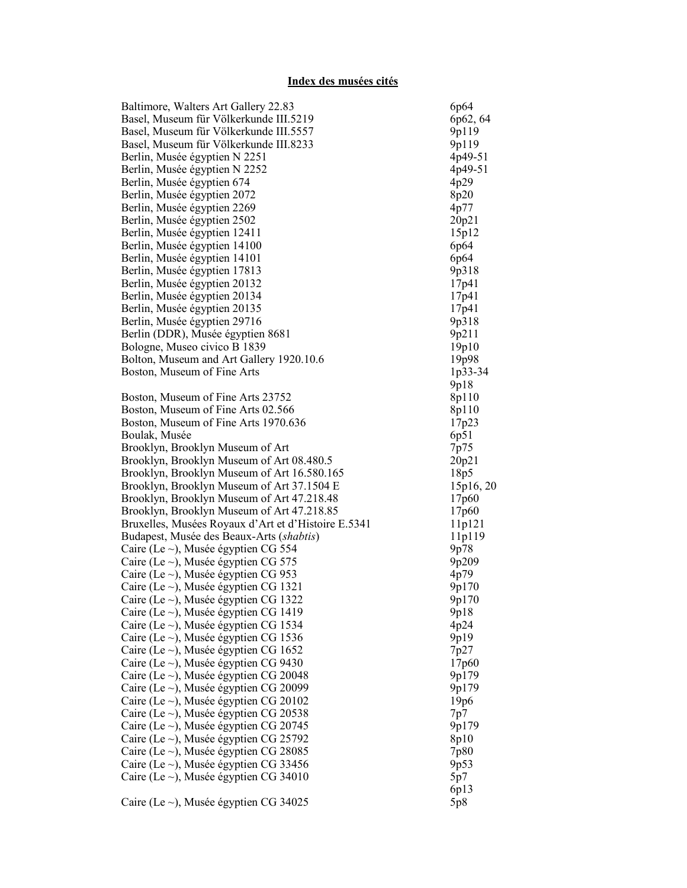## Index des musées cités

| | |
|---|---|
| Baltimore, Walters Art Gallery 22.83 | 6p64 |
| Basel, Museum für Völkerkunde III.5219 | 6p62, 64 |
| Basel, Museum für Völkerkunde III.5557 | 9p119 |
| Basel, Museum für Völkerkunde III.8233 | 9p119 |
| Berlin, Musée égyptien N 2251 | 4p49-51 |
| Berlin, Musée égyptien N 2252 | 4p49-51 |
| Berlin, Musée égyptien 674 | 4p29 |
| Berlin, Musée égyptien 2072 | 8p20 |
| Berlin, Musée égyptien 2269 | 4p77 |
| Berlin, Musée égyptien 2502 | 20p21 |
| Berlin, Musée égyptien 12411 | 15p12 |
| Berlin, Musée égyptien 14100 | 6p64 |
| Berlin, Musée égyptien 14101 | 6p64 |
| Berlin, Musée égyptien 17813 | 9p318 |
| Berlin, Musée égyptien 20132 | 17p41 |
| Berlin, Musée égyptien 20134 | 17p41 |
| Berlin, Musée égyptien 20135 | 17p41 |
| Berlin, Musée égyptien 29716 | 9p318 |
| Berlin (DDR), Musée égyptien 8681 | 9p211 |
| Bologne, Museo civico B 1839 | 19p10 |
| Bolton, Museum and Art Gallery 1920.10.6 | 19p98 |
| Boston, Museum of Fine Arts | 1p33-34<br>9p18 |
| Boston, Museum of Fine Arts 23752 | 8p110 |
| Boston, Museum of Fine Arts 02.566 | 8p110 |
| Boston, Museum of Fine Arts 1970.636 | 17p23 |
| Boulak, Musée | 6p51 |
| Brooklyn, Brooklyn Museum of Art | 7p75 |
| Brooklyn, Brooklyn Museum of Art 08.480.5 | 20p21 |
| Brooklyn, Brooklyn Museum of Art 16.580.165 | 18p5 |
| Brooklyn, Brooklyn Museum of Art 37.1504 E | 15p16, 20 |
| Brooklyn, Brooklyn Museum of Art 47.218.48 | 17p60 |
| Brooklyn, Brooklyn Museum of Art 47.218.85 | 17p60 |
| Bruxelles, Musées Royaux d'Art et d'Histoire E.5341 | 11p121 |
| Budapest, Musée des Beaux-Arts (*shabtis*) | 11p119 |
| Caire (Le ~), Musée égyptien CG 554 | 9p78 |
| Caire (Le ~), Musée égyptien CG 575 | 9p209 |
| Caire (Le ~), Musée égyptien CG 953 | 4p79 |
| Caire (Le ~), Musée égyptien CG 1321 | 9p170 |
| Caire (Le ~), Musée égyptien CG 1322 | 9p170 |
| Caire (Le ~), Musée égyptien CG 1419 | 9p18 |
| Caire (Le ~), Musée égyptien CG 1534 | 4p24 |
| Caire (Le ~), Musée égyptien CG 1536 | 9p19 |
| Caire (Le ~), Musée égyptien CG 1652 | 7p27 |
| Caire (Le ~), Musée égyptien CG 9430 | 17p60 |
| Caire (Le ~), Musée égyptien CG 20048 | 9p179 |
| Caire (Le ~), Musée égyptien CG 20099 | 9p179 |
| Caire (Le ~), Musée égyptien CG 20102 | 19p6 |
| Caire (Le ~), Musée égyptien CG 20538 | 7p7 |
| Caire (Le ~), Musée égyptien CG 20745 | 9p179 |
| Caire (Le ~), Musée égyptien CG 25792 | 8p10 |
| Caire (Le ~), Musée égyptien CG 28085 | 7p80 |
| Caire (Le ~), Musée égyptien CG 33456 | 9p53 |
| Caire (Le ~), Musée égyptien CG 34010 | 5p7<br>6p13 |
| Caire (Le ~), Musée égyptien CG 34025 | 5p8 |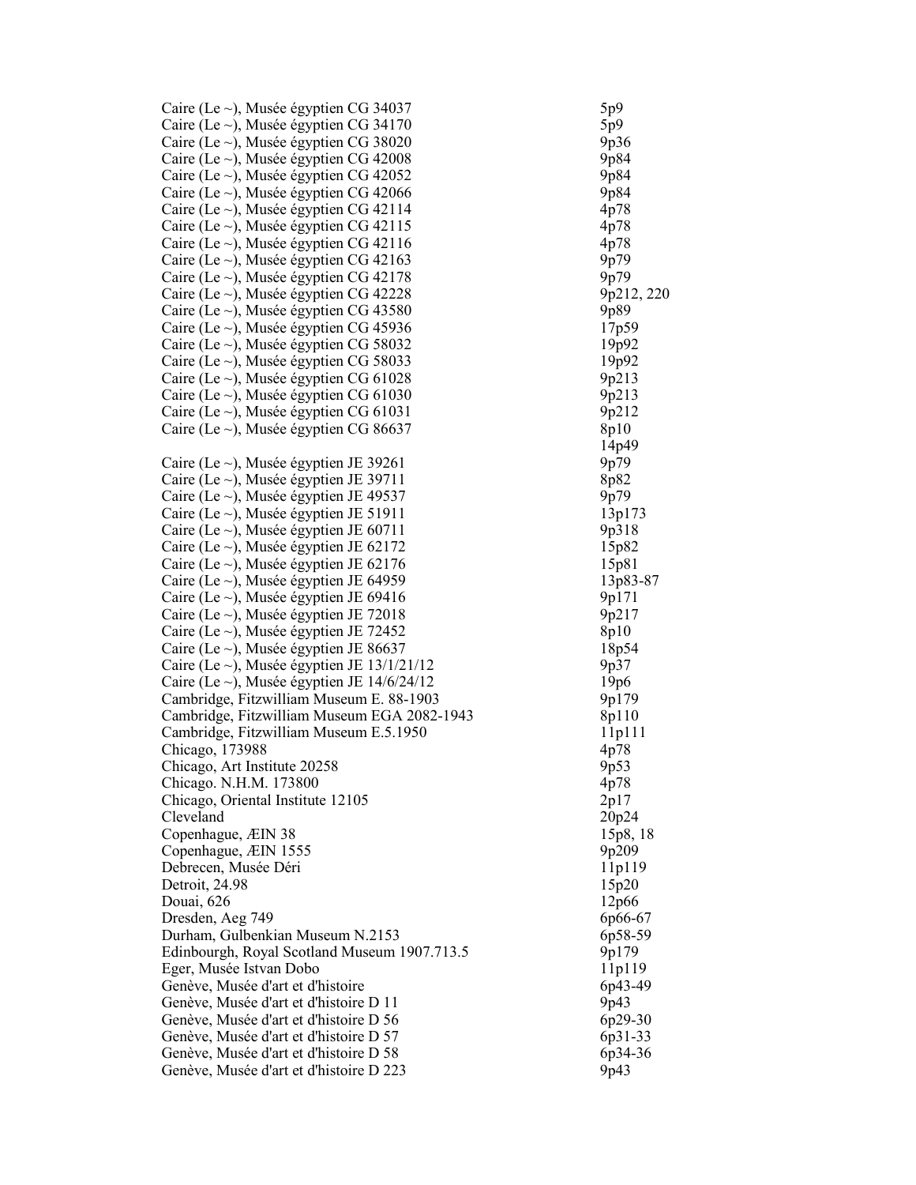| | |
|---|---|
| Caire (Le ~), Musée égyptien CG 34037 | 5p9 |
| Caire (Le ~), Musée égyptien CG 34170 | 5p9 |
| Caire (Le ~), Musée égyptien CG 38020 | 9p36 |
| Caire (Le ~), Musée égyptien CG 42008 | 9p84 |
| Caire (Le ~), Musée égyptien CG 42052 | 9p84 |
| Caire (Le ~), Musée égyptien CG 42066 | 9p84 |
| Caire (Le ~), Musée égyptien CG 42114 | 4p78 |
| Caire (Le ~), Musée égyptien CG 42115 | 4p78 |
| Caire (Le ~), Musée égyptien CG 42116 | 4p78 |
| Caire (Le ~), Musée égyptien CG 42163 | 9p79 |
| Caire (Le ~), Musée égyptien CG 42178 | 9p79 |
| Caire (Le ~), Musée égyptien CG 42228 | 9p212, 220 |
| Caire (Le ~), Musée égyptien CG 43580 | 9p89 |
| Caire (Le ~), Musée égyptien CG 45936 | 17p59 |
| Caire (Le ~), Musée égyptien CG 58032 | 19p92 |
| Caire (Le ~), Musée égyptien CG 58033 | 19p92 |
| Caire (Le ~), Musée égyptien CG 61028 | 9p213 |
| Caire (Le ~), Musée égyptien CG 61030 | 9p213 |
| Caire (Le ~), Musée égyptien CG 61031 | 9p212 |
| Caire (Le ~), Musée égyptien CG 86637 | 8p10 |
| | 14p49 |
| Caire (Le ~), Musée égyptien JE 39261 | 9p79 |
| Caire (Le ~), Musée égyptien JE 39711 | 8p82 |
| Caire (Le ~), Musée égyptien JE 49537 | 9p79 |
| Caire (Le ~), Musée égyptien JE 51911 | 13p173 |
| Caire (Le ~), Musée égyptien JE 60711 | 9p318 |
| Caire (Le ~), Musée égyptien JE 62172 | 15p82 |
| Caire (Le ~), Musée égyptien JE 62176 | 15p81 |
| Caire (Le ~), Musée égyptien JE 64959 | 13p83-87 |
| Caire (Le ~), Musée égyptien JE 69416 | 9p171 |
| Caire (Le ~), Musée égyptien JE 72018 | 9p217 |
| Caire (Le ~), Musée égyptien JE 72452 | 8p10 |
| Caire (Le ~), Musée égyptien JE 86637 | 18p54 |
| Caire (Le ~), Musée égyptien JE 13/1/21/12 | 9p37 |
| Caire (Le ~), Musée égyptien JE 14/6/24/12 | 19p6 |
| Cambridge, Fitzwilliam Museum E. 88-1903 | 9p179 |
| Cambridge, Fitzwilliam Museum EGA 2082-1943 | 8p110 |
| Cambridge, Fitzwilliam Museum E.5.1950 | 11p111 |
| Chicago, 173988 | 4p78 |
| Chicago, Art Institute 20258 | 9p53 |
| Chicago. N.H.M. 173800 | 4p78 |
| Chicago, Oriental Institute 12105 | 2p17 |
| Cleveland | 20p24 |
| Copenhague, ÆIN 38 | 15p8, 18 |
| Copenhague, ÆIN 1555 | 9p209 |
| Debrecen, Musée Déri | 11p119 |
| Detroit, 24.98 | 15p20 |
| Douai, 626 | 12p66 |
| Dresden, Aeg 749 | 6p66-67 |
| Durham, Gulbenkian Museum N.2153 | 6p58-59 |
| Edinbourgh, Royal Scotland Museum 1907.713.5 | 9p179 |
| Eger, Musée Istvan Dobo | 11p119 |
| Genève, Musée d'art et d'histoire | 6p43-49 |
| Genève, Musée d'art et d'histoire D 11 | 9p43 |
| Genève, Musée d'art et d'histoire D 56 | 6p29-30 |
| Genève, Musée d'art et d'histoire D 57 | 6p31-33 |
| Genève, Musée d'art et d'histoire D 58 | 6p34-36 |
| Genève, Musée d'art et d'histoire D 223 | 9p43 |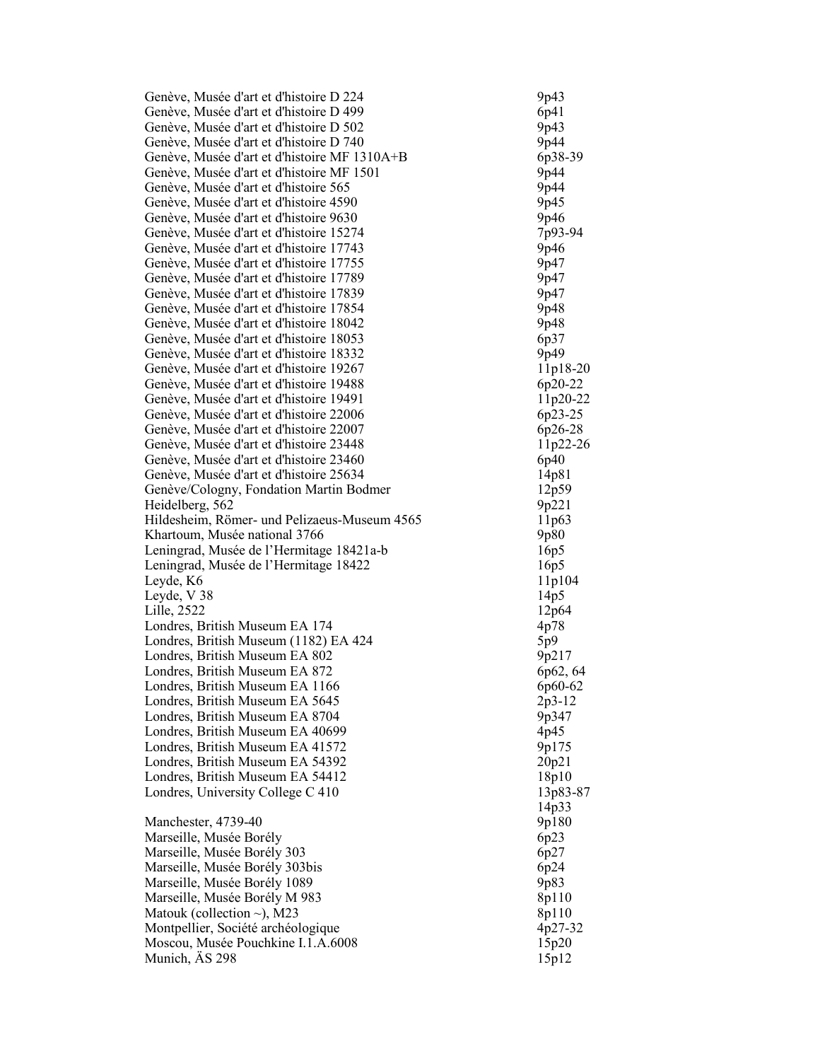| | |
|---|---|
| Genève, Musée d'art et d'histoire D 224 | 9p43 |
| Genève, Musée d'art et d'histoire D 499 | 6p41 |
| Genève, Musée d'art et d'histoire D 502 | 9p43 |
| Genève, Musée d'art et d'histoire D 740 | 9p44 |
| Genève, Musée d'art et d'histoire MF 1310A+B | 6p38-39 |
| Genève, Musée d'art et d'histoire MF 1501 | 9p44 |
| Genève, Musée d'art et d'histoire 565 | 9p44 |
| Genève, Musée d'art et d'histoire 4590 | 9p45 |
| Genève, Musée d'art et d'histoire 9630 | 9p46 |
| Genève, Musée d'art et d'histoire 15274 | 7p93-94 |
| Genève, Musée d'art et d'histoire 17743 | 9p46 |
| Genève, Musée d'art et d'histoire 17755 | 9p47 |
| Genève, Musée d'art et d'histoire 17789 | 9p47 |
| Genève, Musée d'art et d'histoire 17839 | 9p47 |
| Genève, Musée d'art et d'histoire 17854 | 9p48 |
| Genève, Musée d'art et d'histoire 18042 | 9p48 |
| Genève, Musée d'art et d'histoire 18053 | 6p37 |
| Genève, Musée d'art et d'histoire 18332 | 9p49 |
| Genève, Musée d'art et d'histoire 19267 | 11p18-20 |
| Genève, Musée d'art et d'histoire 19488 | 6p20-22 |
| Genève, Musée d'art et d'histoire 19491 | 11p20-22 |
| Genève, Musée d'art et d'histoire 22006 | 6p23-25 |
| Genève, Musée d'art et d'histoire 22007 | 6p26-28 |
| Genève, Musée d'art et d'histoire 23448 | 11p22-26 |
| Genève, Musée d'art et d'histoire 23460 | 6p40 |
| Genève, Musée d'art et d'histoire 25634 | 14p81 |
| Genève/Cologny, Fondation Martin Bodmer | 12p59 |
| Heidelberg, 562 | 9p221 |
| Hildesheim, Römer- und Pelizaeus-Museum 4565 | 11p63 |
| Khartoum, Musée national 3766 | 9p80 |
| Leningrad, Musée de l'Hermitage 18421a-b | 16p5 |
| Leningrad, Musée de l'Hermitage 18422 | 16p5 |
| Leyde, K6 | 11p104 |
| Leyde, V 38 | 14p5 |
| Lille, 2522 | 12p64 |
| Londres, British Museum EA 174 | 4p78 |
| Londres, British Museum (1182) EA 424 | 5p9 |
| Londres, British Museum EA 802 | 9p217 |
| Londres, British Museum EA 872 | 6p62, 64 |
| Londres, British Museum EA 1166 | 6p60-62 |
| Londres, British Museum EA 5645 | 2p3-12 |
| Londres, British Museum EA 8704 | 9p347 |
| Londres, British Museum EA 40699 | 4p45 |
| Londres, British Museum EA 41572 | 9p175 |
| Londres, British Museum EA 54392 | 20p21 |
| Londres, British Museum EA 54412 | 18p10 |
| Londres, University College C 410 | 13p83-87 |
| | 14p33 |
| Manchester, 4739-40 | 9p180 |
| Marseille, Musée Borély | 6p23 |
| Marseille, Musée Borély 303 | 6p27 |
| Marseille, Musée Borély 303bis | 6p24 |
| Marseille, Musée Borély 1089 | 9p83 |
| Marseille, Musée Borély M 983 | 8p110 |
| Matouk (collection ~), M23 | 8p110 |
| Montpellier, Société archéologique | 4p27-32 |
| Moscou, Musée Pouchkine I.1.A.6008 | 15p20 |
| Munich, ÄS 298 | 15p12 |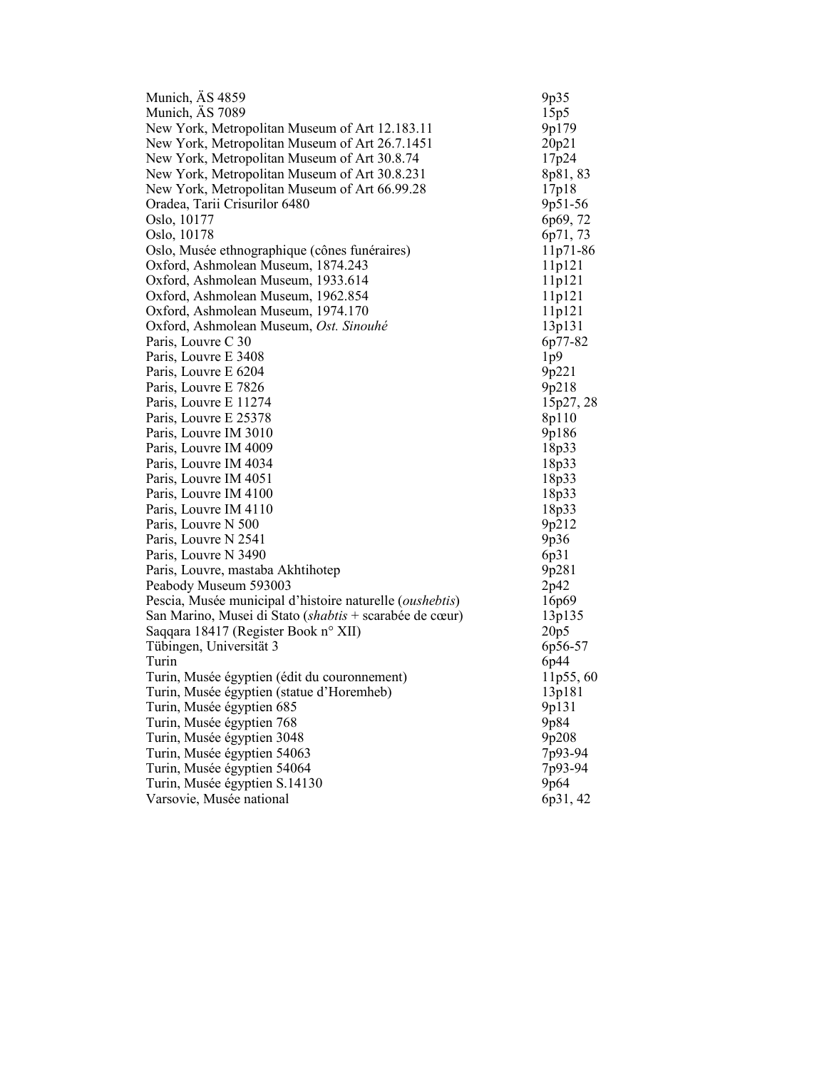| | |
|---|---|
| Munich, ÄS 4859 | 9p35 |
| Munich, ÄS 7089 | 15p5 |
| New York, Metropolitan Museum of Art 12.183.11 | 9p179 |
| New York, Metropolitan Museum of Art 26.7.1451 | 20p21 |
| New York, Metropolitan Museum of Art 30.8.74 | 17p24 |
| New York, Metropolitan Museum of Art 30.8.231 | 8p81, 83 |
| New York, Metropolitan Museum of Art 66.99.28 | 17p18 |
| Oradea, Tarii Crisurilor 6480 | 9p51-56 |
| Oslo, 10177 | 6p69, 72 |
| Oslo, 10178 | 6p71, 73 |
| Oslo, Musée ethnographique (cônes funéraires) | 11p71-86 |
| Oxford, Ashmolean Museum, 1874.243 | 11p121 |
| Oxford, Ashmolean Museum, 1933.614 | 11p121 |
| Oxford, Ashmolean Museum, 1962.854 | 11p121 |
| Oxford, Ashmolean Museum, 1974.170 | 11p121 |
| Oxford, Ashmolean Museum, *Ost. Sinouhé* | 13p131 |
| Paris, Louvre C 30 | 6p77-82 |
| Paris, Louvre E 3408 | 1p9 |
| Paris, Louvre E 6204 | 9p221 |
| Paris, Louvre E 7826 | 9p218 |
| Paris, Louvre E 11274 | 15p27, 28 |
| Paris, Louvre E 25378 | 8p110 |
| Paris, Louvre IM 3010 | 9p186 |
| Paris, Louvre IM 4009 | 18p33 |
| Paris, Louvre IM 4034 | 18p33 |
| Paris, Louvre IM 4051 | 18p33 |
| Paris, Louvre IM 4100 | 18p33 |
| Paris, Louvre IM 4110 | 18p33 |
| Paris, Louvre N 500 | 9p212 |
| Paris, Louvre N 2541 | 9p36 |
| Paris, Louvre N 3490 | 6p31 |
| Paris, Louvre, mastaba Akhtihotep | 9p281 |
| Peabody Museum 593003 | 2p42 |
| Pescia, Musée municipal d'histoire naturelle (*oushebtis*) | 16p69 |
| San Marino, Musei di Stato (*shabtis* + scarabée de cœur) | 13p135 |
| Saqqara 18417 (Register Book n° XII) | 20p5 |
| Tübingen, Universität 3 | 6p56-57 |
| Turin | 6p44 |
| Turin, Musée égyptien (édit du couronnement) | 11p55, 60 |
| Turin, Musée égyptien (statue d'Horemheb) | 13p181 |
| Turin, Musée égyptien 685 | 9p131 |
| Turin, Musée égyptien 768 | 9p84 |
| Turin, Musée égyptien 3048 | 9p208 |
| Turin, Musée égyptien 54063 | 7p93-94 |
| Turin, Musée égyptien 54064 | 7p93-94 |
| Turin, Musée égyptien S.14130 | 9p64 |
| Varsovie, Musée national | 6p31, 42 |